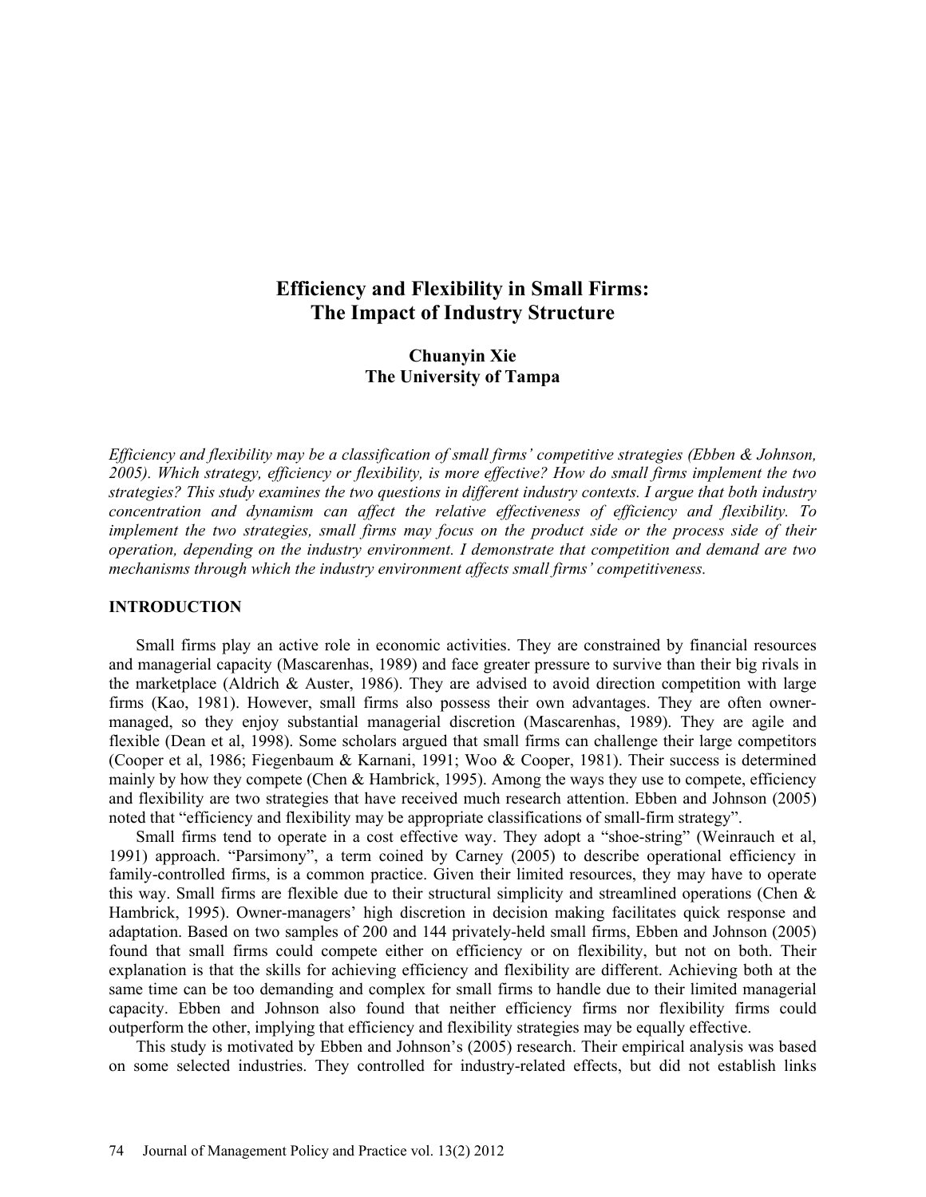# Efficiency and Flexibility in Small Firms: The Impact of Industry Structure

**Chuanyin Xie**
**The University of Tampa**

*Efficiency and flexibility may be a classification of small firms' competitive strategies (Ebben & Johnson, 2005). Which strategy, efficiency or flexibility, is more effective? How do small firms implement the two strategies? This study examines the two questions in different industry contexts. I argue that both industry concentration and dynamism can affect the relative effectiveness of efficiency and flexibility. To implement the two strategies, small firms may focus on the product side or the process side of their operation, depending on the industry environment. I demonstrate that competition and demand are two mechanisms through which the industry environment affects small firms' competitiveness.*

## INTRODUCTION

Small firms play an active role in economic activities. They are constrained by financial resources and managerial capacity (Mascarenhas, 1989) and face greater pressure to survive than their big rivals in the marketplace (Aldrich & Auster, 1986). They are advised to avoid direction competition with large firms (Kao, 1981). However, small firms also possess their own advantages. They are often owner-managed, so they enjoy substantial managerial discretion (Mascarenhas, 1989). They are agile and flexible (Dean et al, 1998). Some scholars argued that small firms can challenge their large competitors (Cooper et al, 1986; Fiegenbaum & Karnani, 1991; Woo & Cooper, 1981). Their success is determined mainly by how they compete (Chen & Hambrick, 1995). Among the ways they use to compete, efficiency and flexibility are two strategies that have received much research attention. Ebben and Johnson (2005) noted that "efficiency and flexibility may be appropriate classifications of small-firm strategy".

Small firms tend to operate in a cost effective way. They adopt a "shoe-string" (Weinrauch et al, 1991) approach. "Parsimony", a term coined by Carney (2005) to describe operational efficiency in family-controlled firms, is a common practice. Given their limited resources, they may have to operate this way. Small firms are flexible due to their structural simplicity and streamlined operations (Chen & Hambrick, 1995). Owner-managers' high discretion in decision making facilitates quick response and adaptation. Based on two samples of 200 and 144 privately-held small firms, Ebben and Johnson (2005) found that small firms could compete either on efficiency or on flexibility, but not on both. Their explanation is that the skills for achieving efficiency and flexibility are different. Achieving both at the same time can be too demanding and complex for small firms to handle due to their limited managerial capacity. Ebben and Johnson also found that neither efficiency firms nor flexibility firms could outperform the other, implying that efficiency and flexibility strategies may be equally effective.

This study is motivated by Ebben and Johnson's (2005) research. Their empirical analysis was based on some selected industries. They controlled for industry-related effects, but did not establish links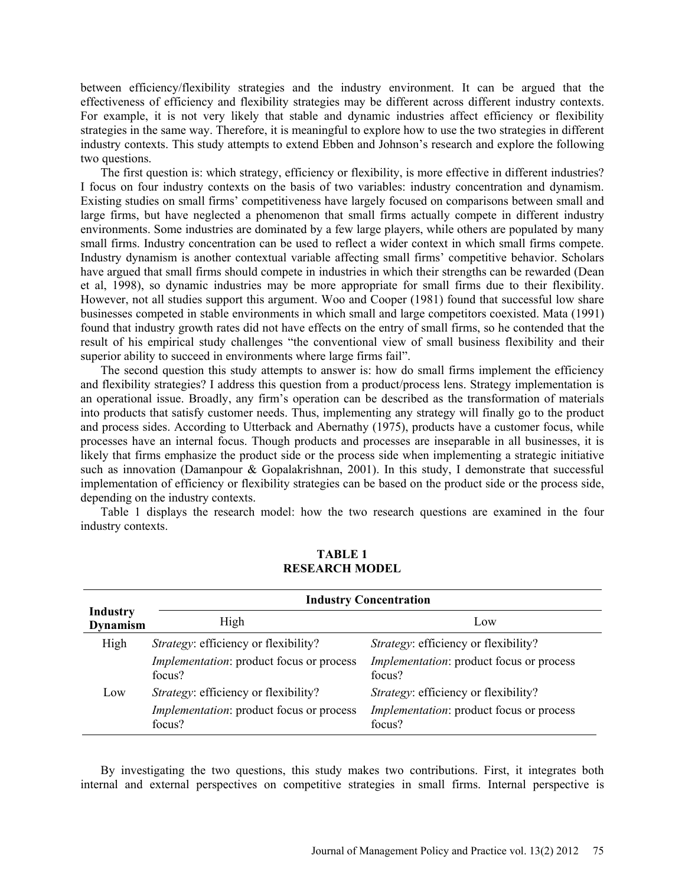between efficiency/flexibility strategies and the industry environment. It can be argued that the effectiveness of efficiency and flexibility strategies may be different across different industry contexts. For example, it is not very likely that stable and dynamic industries affect efficiency or flexibility strategies in the same way. Therefore, it is meaningful to explore how to use the two strategies in different industry contexts. This study attempts to extend Ebben and Johnson's research and explore the following two questions.

The first question is: which strategy, efficiency or flexibility, is more effective in different industries? I focus on four industry contexts on the basis of two variables: industry concentration and dynamism. Existing studies on small firms' competitiveness have largely focused on comparisons between small and large firms, but have neglected a phenomenon that small firms actually compete in different industry environments. Some industries are dominated by a few large players, while others are populated by many small firms. Industry concentration can be used to reflect a wider context in which small firms compete. Industry dynamism is another contextual variable affecting small firms' competitive behavior. Scholars have argued that small firms should compete in industries in which their strengths can be rewarded (Dean et al, 1998), so dynamic industries may be more appropriate for small firms due to their flexibility. However, not all studies support this argument. Woo and Cooper (1981) found that successful low share businesses competed in stable environments in which small and large competitors coexisted. Mata (1991) found that industry growth rates did not have effects on the entry of small firms, so he contended that the result of his empirical study challenges "the conventional view of small business flexibility and their superior ability to succeed in environments where large firms fail".

The second question this study attempts to answer is: how do small firms implement the efficiency and flexibility strategies? I address this question from a product/process lens. Strategy implementation is an operational issue. Broadly, any firm's operation can be described as the transformation of materials into products that satisfy customer needs. Thus, implementing any strategy will finally go to the product and process sides. According to Utterback and Abernathy (1975), products have a customer focus, while processes have an internal focus. Though products and processes are inseparable in all businesses, it is likely that firms emphasize the product side or the process side when implementing a strategic initiative such as innovation (Damanpour & Gopalakrishnan, 2001). In this study, I demonstrate that successful implementation of efficiency or flexibility strategies can be based on the product side or the process side, depending on the industry contexts.

Table 1 displays the research model: how the two research questions are examined in the four industry contexts.

**TABLE 1**
**RESEARCH MODEL**

| **Industry Dynamism** | **Industry Concentration** | |
|---|---|---|
| | High | Low |
| High | *Strategy*: efficiency or flexibility? | *Strategy*: efficiency or flexibility? |
| | *Implementation*: product focus or process focus? | *Implementation*: product focus or process focus? |
| Low | *Strategy*: efficiency or flexibility? | *Strategy*: efficiency or flexibility? |
| | *Implementation*: product focus or process focus? | *Implementation*: product focus or process focus? |

By investigating the two questions, this study makes two contributions. First, it integrates both internal and external perspectives on competitive strategies in small firms. Internal perspective is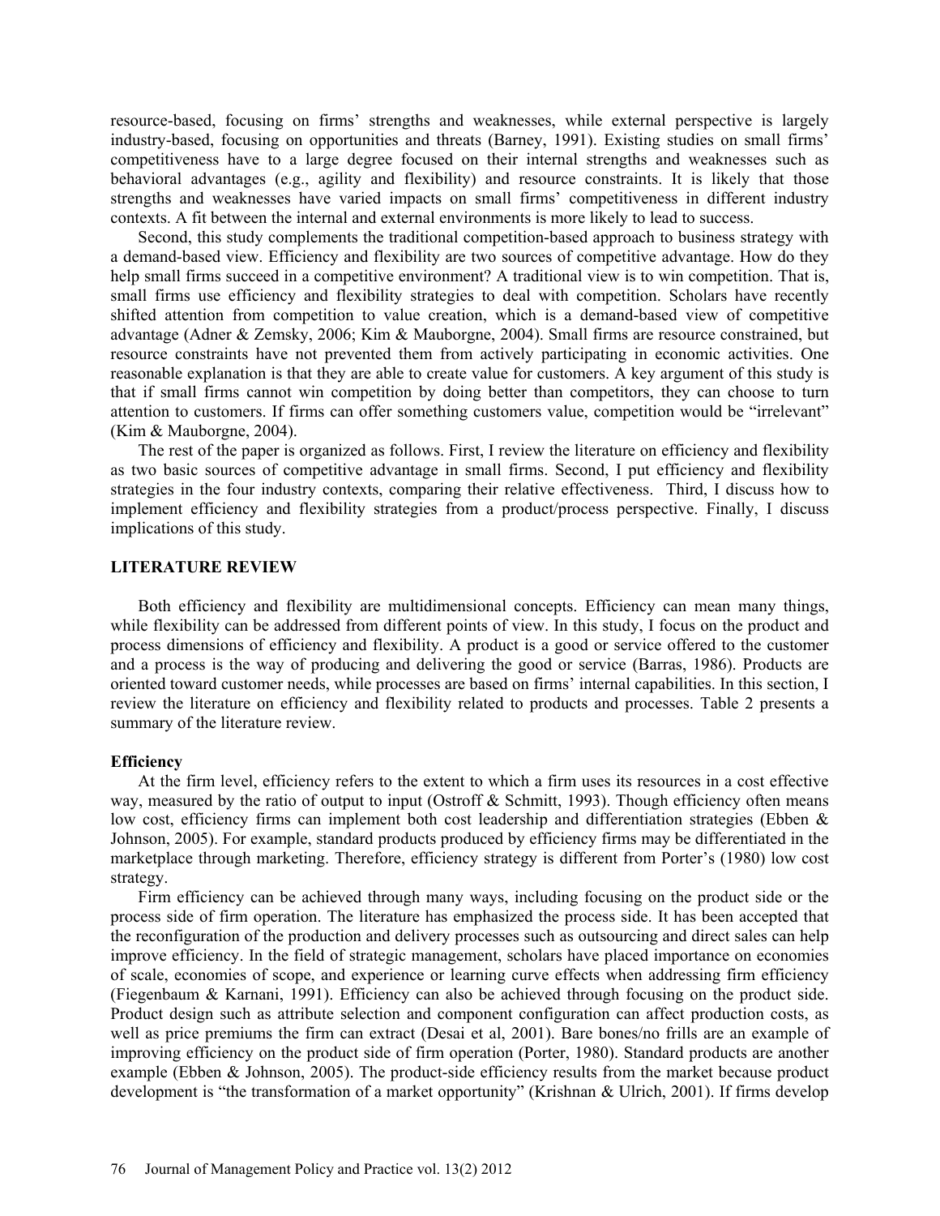resource-based, focusing on firms' strengths and weaknesses, while external perspective is largely industry-based, focusing on opportunities and threats (Barney, 1991). Existing studies on small firms' competitiveness have to a large degree focused on their internal strengths and weaknesses such as behavioral advantages (e.g., agility and flexibility) and resource constraints. It is likely that those strengths and weaknesses have varied impacts on small firms' competitiveness in different industry contexts. A fit between the internal and external environments is more likely to lead to success.

Second, this study complements the traditional competition-based approach to business strategy with a demand-based view. Efficiency and flexibility are two sources of competitive advantage. How do they help small firms succeed in a competitive environment? A traditional view is to win competition. That is, small firms use efficiency and flexibility strategies to deal with competition. Scholars have recently shifted attention from competition to value creation, which is a demand-based view of competitive advantage (Adner & Zemsky, 2006; Kim & Mauborgne, 2004). Small firms are resource constrained, but resource constraints have not prevented them from actively participating in economic activities. One reasonable explanation is that they are able to create value for customers. A key argument of this study is that if small firms cannot win competition by doing better than competitors, they can choose to turn attention to customers. If firms can offer something customers value, competition would be "irrelevant" (Kim & Mauborgne, 2004).

The rest of the paper is organized as follows. First, I review the literature on efficiency and flexibility as two basic sources of competitive advantage in small firms. Second, I put efficiency and flexibility strategies in the four industry contexts, comparing their relative effectiveness. Third, I discuss how to implement efficiency and flexibility strategies from a product/process perspective. Finally, I discuss implications of this study.

## LITERATURE REVIEW

Both efficiency and flexibility are multidimensional concepts. Efficiency can mean many things, while flexibility can be addressed from different points of view. In this study, I focus on the product and process dimensions of efficiency and flexibility. A product is a good or service offered to the customer and a process is the way of producing and delivering the good or service (Barras, 1986). Products are oriented toward customer needs, while processes are based on firms' internal capabilities. In this section, I review the literature on efficiency and flexibility related to products and processes. Table 2 presents a summary of the literature review.

### Efficiency

At the firm level, efficiency refers to the extent to which a firm uses its resources in a cost effective way, measured by the ratio of output to input (Ostroff & Schmitt, 1993). Though efficiency often means low cost, efficiency firms can implement both cost leadership and differentiation strategies (Ebben & Johnson, 2005). For example, standard products produced by efficiency firms may be differentiated in the marketplace through marketing. Therefore, efficiency strategy is different from Porter's (1980) low cost strategy.

Firm efficiency can be achieved through many ways, including focusing on the product side or the process side of firm operation. The literature has emphasized the process side. It has been accepted that the reconfiguration of the production and delivery processes such as outsourcing and direct sales can help improve efficiency. In the field of strategic management, scholars have placed importance on economies of scale, economies of scope, and experience or learning curve effects when addressing firm efficiency (Fiegenbaum & Karnani, 1991). Efficiency can also be achieved through focusing on the product side. Product design such as attribute selection and component configuration can affect production costs, as well as price premiums the firm can extract (Desai et al, 2001). Bare bones/no frills are an example of improving efficiency on the product side of firm operation (Porter, 1980). Standard products are another example (Ebben & Johnson, 2005). The product-side efficiency results from the market because product development is "the transformation of a market opportunity" (Krishnan & Ulrich, 2001). If firms develop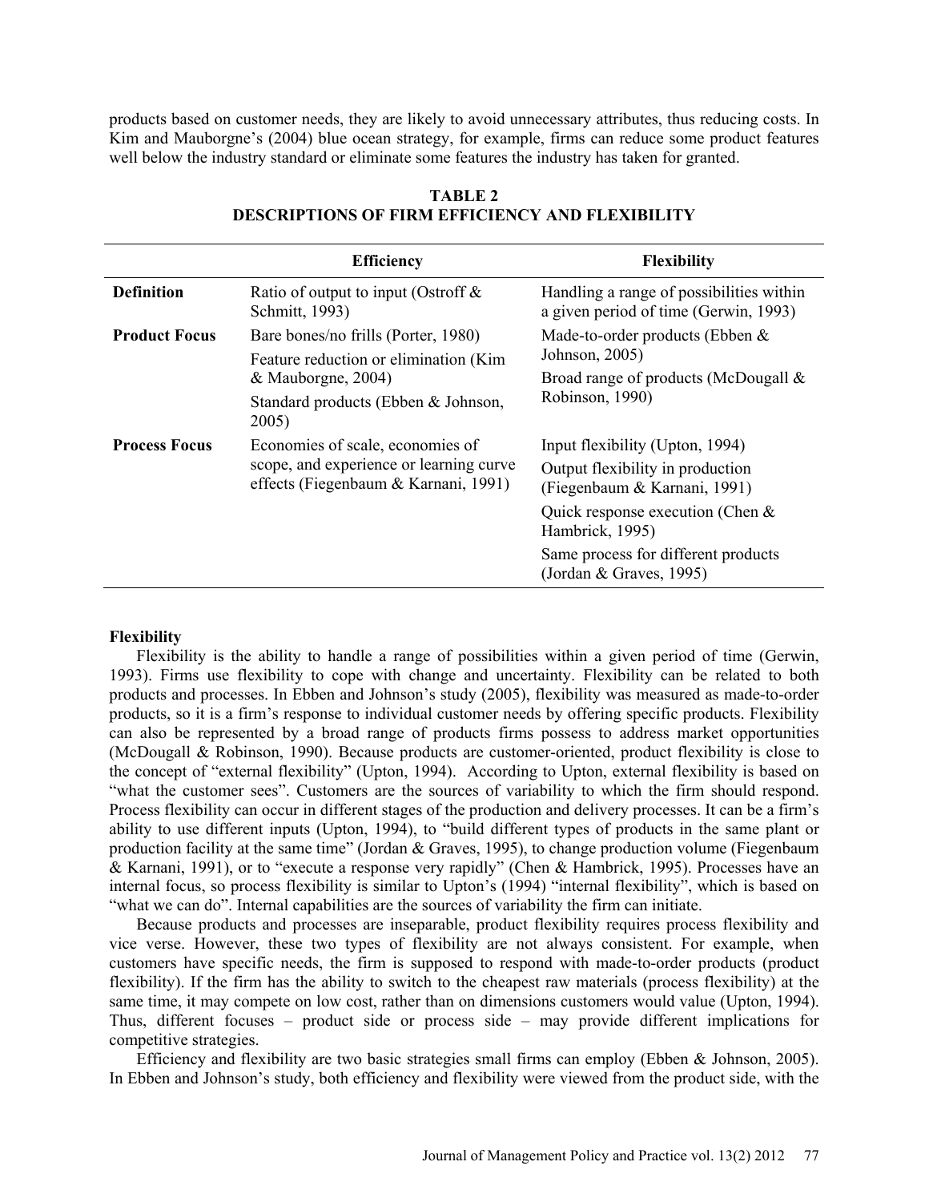products based on customer needs, they are likely to avoid unnecessary attributes, thus reducing costs. In Kim and Mauborgne's (2004) blue ocean strategy, for example, firms can reduce some product features well below the industry standard or eliminate some features the industry has taken for granted.

**TABLE 2**
**DESCRIPTIONS OF FIRM EFFICIENCY AND FLEXIBILITY**

| | Efficiency | Flexibility |
|---|---|---|
| **Definition** | Ratio of output to input (Ostroff & Schmitt, 1993) | Handling a range of possibilities within a given period of time (Gerwin, 1993) |
| **Product Focus** | Bare bones/no frills (Porter, 1980)<br>Feature reduction or elimination (Kim & Mauborgne, 2004)<br>Standard products (Ebben & Johnson, 2005) | Made-to-order products (Ebben & Johnson, 2005)<br>Broad range of products (McDougall & Robinson, 1990) |
| **Process Focus** | Economies of scale, economies of scope, and experience or learning curve effects (Fiegenbaum & Karnani, 1991) | Input flexibility (Upton, 1994)<br>Output flexibility in production (Fiegenbaum & Karnani, 1991)<br>Quick response execution (Chen & Hambrick, 1995)<br>Same process for different products (Jordan & Graves, 1995) |

**Flexibility**

Flexibility is the ability to handle a range of possibilities within a given period of time (Gerwin, 1993). Firms use flexibility to cope with change and uncertainty. Flexibility can be related to both products and processes. In Ebben and Johnson's study (2005), flexibility was measured as made-to-order products, so it is a firm's response to individual customer needs by offering specific products. Flexibility can also be represented by a broad range of products firms possess to address market opportunities (McDougall & Robinson, 1990). Because products are customer-oriented, product flexibility is close to the concept of "external flexibility" (Upton, 1994). According to Upton, external flexibility is based on "what the customer sees". Customers are the sources of variability to which the firm should respond. Process flexibility can occur in different stages of the production and delivery processes. It can be a firm's ability to use different inputs (Upton, 1994), to "build different types of products in the same plant or production facility at the same time" (Jordan & Graves, 1995), to change production volume (Fiegenbaum & Karnani, 1991), or to "execute a response very rapidly" (Chen & Hambrick, 1995). Processes have an internal focus, so process flexibility is similar to Upton's (1994) "internal flexibility", which is based on "what we can do". Internal capabilities are the sources of variability the firm can initiate.

Because products and processes are inseparable, product flexibility requires process flexibility and vice verse. However, these two types of flexibility are not always consistent. For example, when customers have specific needs, the firm is supposed to respond with made-to-order products (product flexibility). If the firm has the ability to switch to the cheapest raw materials (process flexibility) at the same time, it may compete on low cost, rather than on dimensions customers would value (Upton, 1994). Thus, different focuses – product side or process side – may provide different implications for competitive strategies.

Efficiency and flexibility are two basic strategies small firms can employ (Ebben & Johnson, 2005). In Ebben and Johnson's study, both efficiency and flexibility were viewed from the product side, with the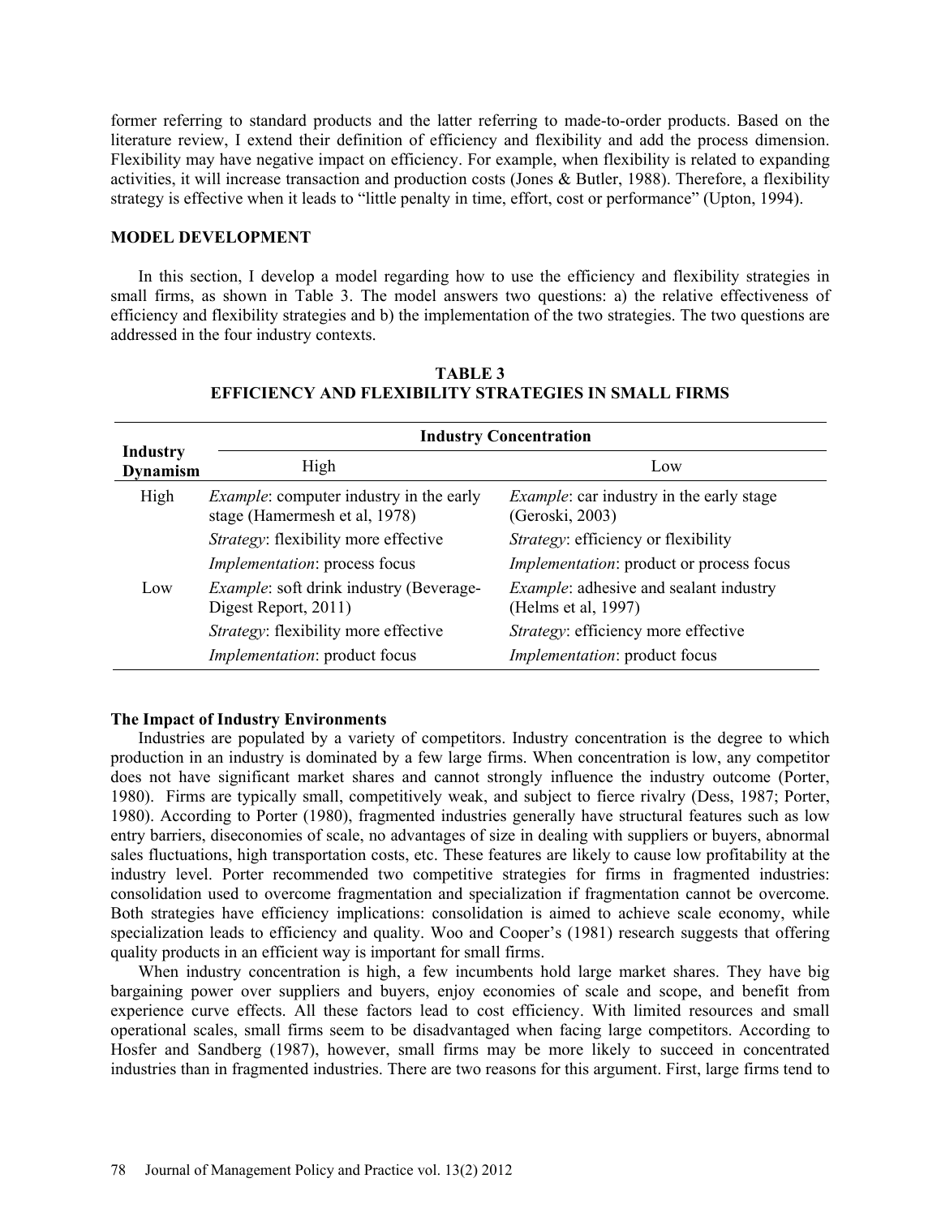former referring to standard products and the latter referring to made-to-order products. Based on the literature review, I extend their definition of efficiency and flexibility and add the process dimension. Flexibility may have negative impact on efficiency. For example, when flexibility is related to expanding activities, it will increase transaction and production costs (Jones & Butler, 1988). Therefore, a flexibility strategy is effective when it leads to "little penalty in time, effort, cost or performance" (Upton, 1994).

## MODEL DEVELOPMENT

In this section, I develop a model regarding how to use the efficiency and flexibility strategies in small firms, as shown in Table 3. The model answers two questions: a) the relative effectiveness of efficiency and flexibility strategies and b) the implementation of the two strategies. The two questions are addressed in the four industry contexts.

**TABLE 3**
**EFFICIENCY AND FLEXIBILITY STRATEGIES IN SMALL FIRMS**

| Industry Dynamism | Industry Concentration | |
|---|---|---|
| | High | Low |
| High | *Example*: computer industry in the early stage (Hamermesh et al, 1978) | *Example*: car industry in the early stage (Geroski, 2003) |
| | *Strategy*: flexibility more effective | *Strategy*: efficiency or flexibility |
| | *Implementation*: process focus | *Implementation*: product or process focus |
| Low | *Example*: soft drink industry (Beverage-Digest Report, 2011) | *Example*: adhesive and sealant industry (Helms et al, 1997) |
| | *Strategy*: flexibility more effective | *Strategy*: efficiency more effective |
| | *Implementation*: product focus | *Implementation*: product focus |

### The Impact of Industry Environments

Industries are populated by a variety of competitors. Industry concentration is the degree to which production in an industry is dominated by a few large firms. When concentration is low, any competitor does not have significant market shares and cannot strongly influence the industry outcome (Porter, 1980). Firms are typically small, competitively weak, and subject to fierce rivalry (Dess, 1987; Porter, 1980). According to Porter (1980), fragmented industries generally have structural features such as low entry barriers, diseconomies of scale, no advantages of size in dealing with suppliers or buyers, abnormal sales fluctuations, high transportation costs, etc. These features are likely to cause low profitability at the industry level. Porter recommended two competitive strategies for firms in fragmented industries: consolidation used to overcome fragmentation and specialization if fragmentation cannot be overcome. Both strategies have efficiency implications: consolidation is aimed to achieve scale economy, while specialization leads to efficiency and quality. Woo and Cooper's (1981) research suggests that offering quality products in an efficient way is important for small firms.

When industry concentration is high, a few incumbents hold large market shares. They have big bargaining power over suppliers and buyers, enjoy economies of scale and scope, and benefit from experience curve effects. All these factors lead to cost efficiency. With limited resources and small operational scales, small firms seem to be disadvantaged when facing large competitors. According to Hosfer and Sandberg (1987), however, small firms may be more likely to succeed in concentrated industries than in fragmented industries. There are two reasons for this argument. First, large firms tend to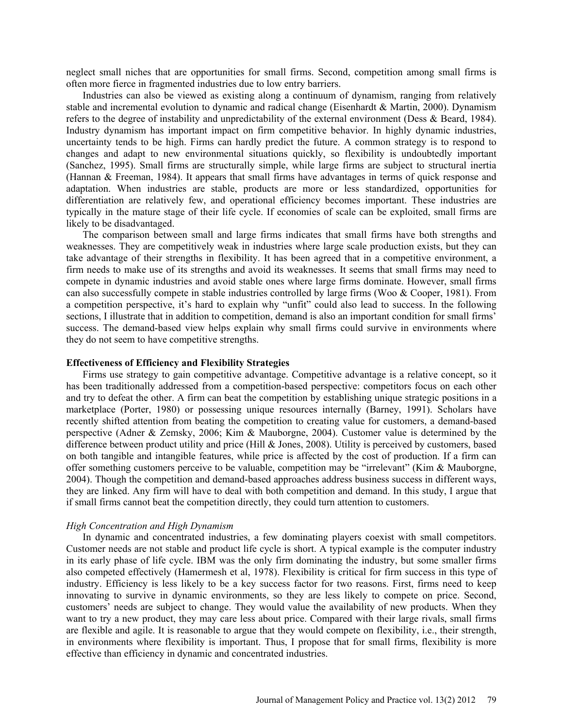neglect small niches that are opportunities for small firms. Second, competition among small firms is often more fierce in fragmented industries due to low entry barriers.

Industries can also be viewed as existing along a continuum of dynamism, ranging from relatively stable and incremental evolution to dynamic and radical change (Eisenhardt & Martin, 2000). Dynamism refers to the degree of instability and unpredictability of the external environment (Dess & Beard, 1984). Industry dynamism has important impact on firm competitive behavior. In highly dynamic industries, uncertainty tends to be high. Firms can hardly predict the future. A common strategy is to respond to changes and adapt to new environmental situations quickly, so flexibility is undoubtedly important (Sanchez, 1995). Small firms are structurally simple, while large firms are subject to structural inertia (Hannan & Freeman, 1984). It appears that small firms have advantages in terms of quick response and adaptation. When industries are stable, products are more or less standardized, opportunities for differentiation are relatively few, and operational efficiency becomes important. These industries are typically in the mature stage of their life cycle. If economies of scale can be exploited, small firms are likely to be disadvantaged.

The comparison between small and large firms indicates that small firms have both strengths and weaknesses. They are competitively weak in industries where large scale production exists, but they can take advantage of their strengths in flexibility. It has been agreed that in a competitive environment, a firm needs to make use of its strengths and avoid its weaknesses. It seems that small firms may need to compete in dynamic industries and avoid stable ones where large firms dominate. However, small firms can also successfully compete in stable industries controlled by large firms (Woo & Cooper, 1981). From a competition perspective, it's hard to explain why "unfit" could also lead to success. In the following sections, I illustrate that in addition to competition, demand is also an important condition for small firms' success. The demand-based view helps explain why small firms could survive in environments where they do not seem to have competitive strengths.

**Effectiveness of Efficiency and Flexibility Strategies**

Firms use strategy to gain competitive advantage. Competitive advantage is a relative concept, so it has been traditionally addressed from a competition-based perspective: competitors focus on each other and try to defeat the other. A firm can beat the competition by establishing unique strategic positions in a marketplace (Porter, 1980) or possessing unique resources internally (Barney, 1991). Scholars have recently shifted attention from beating the competition to creating value for customers, a demand-based perspective (Adner & Zemsky, 2006; Kim & Mauborgne, 2004). Customer value is determined by the difference between product utility and price (Hill & Jones, 2008). Utility is perceived by customers, based on both tangible and intangible features, while price is affected by the cost of production. If a firm can offer something customers perceive to be valuable, competition may be "irrelevant" (Kim & Mauborgne, 2004). Though the competition and demand-based approaches address business success in different ways, they are linked. Any firm will have to deal with both competition and demand. In this study, I argue that if small firms cannot beat the competition directly, they could turn attention to customers.

*High Concentration and High Dynamism*

In dynamic and concentrated industries, a few dominating players coexist with small competitors. Customer needs are not stable and product life cycle is short. A typical example is the computer industry in its early phase of life cycle. IBM was the only firm dominating the industry, but some smaller firms also competed effectively (Hamermesh et al, 1978). Flexibility is critical for firm success in this type of industry. Efficiency is less likely to be a key success factor for two reasons. First, firms need to keep innovating to survive in dynamic environments, so they are less likely to compete on price. Second, customers' needs are subject to change. They would value the availability of new products. When they want to try a new product, they may care less about price. Compared with their large rivals, small firms are flexible and agile. It is reasonable to argue that they would compete on flexibility, i.e., their strength, in environments where flexibility is important. Thus, I propose that for small firms, flexibility is more effective than efficiency in dynamic and concentrated industries.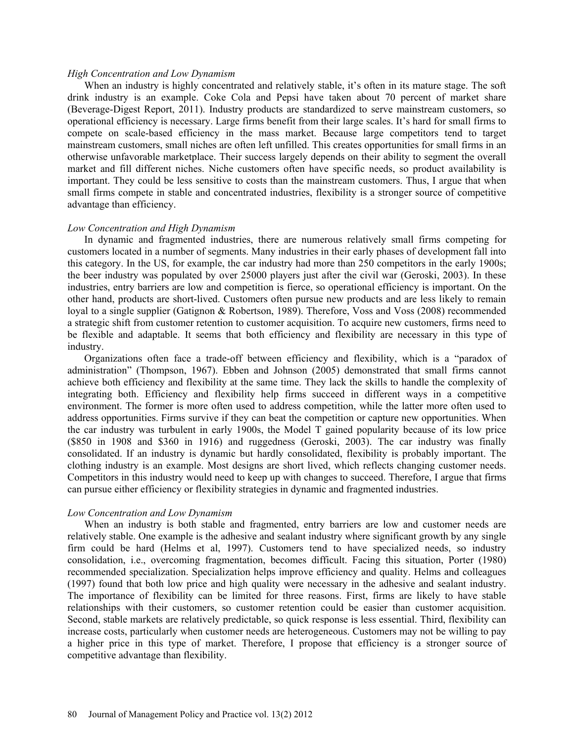*High Concentration and Low Dynamism*

When an industry is highly concentrated and relatively stable, it's often in its mature stage. The soft drink industry is an example. Coke Cola and Pepsi have taken about 70 percent of market share (Beverage-Digest Report, 2011). Industry products are standardized to serve mainstream customers, so operational efficiency is necessary. Large firms benefit from their large scales. It's hard for small firms to compete on scale-based efficiency in the mass market. Because large competitors tend to target mainstream customers, small niches are often left unfilled. This creates opportunities for small firms in an otherwise unfavorable marketplace. Their success largely depends on their ability to segment the overall market and fill different niches. Niche customers often have specific needs, so product availability is important. They could be less sensitive to costs than the mainstream customers. Thus, I argue that when small firms compete in stable and concentrated industries, flexibility is a stronger source of competitive advantage than efficiency.

*Low Concentration and High Dynamism*

In dynamic and fragmented industries, there are numerous relatively small firms competing for customers located in a number of segments. Many industries in their early phases of development fall into this category. In the US, for example, the car industry had more than 250 competitors in the early 1900s; the beer industry was populated by over 25000 players just after the civil war (Geroski, 2003). In these industries, entry barriers are low and competition is fierce, so operational efficiency is important. On the other hand, products are short-lived. Customers often pursue new products and are less likely to remain loyal to a single supplier (Gatignon & Robertson, 1989). Therefore, Voss and Voss (2008) recommended a strategic shift from customer retention to customer acquisition. To acquire new customers, firms need to be flexible and adaptable. It seems that both efficiency and flexibility are necessary in this type of industry.

Organizations often face a trade-off between efficiency and flexibility, which is a "paradox of administration" (Thompson, 1967). Ebben and Johnson (2005) demonstrated that small firms cannot achieve both efficiency and flexibility at the same time. They lack the skills to handle the complexity of integrating both. Efficiency and flexibility help firms succeed in different ways in a competitive environment. The former is more often used to address competition, while the latter more often used to address opportunities. Firms survive if they can beat the competition or capture new opportunities. When the car industry was turbulent in early 1900s, the Model T gained popularity because of its low price ($850 in 1908 and $360 in 1916) and ruggedness (Geroski, 2003). The car industry was finally consolidated. If an industry is dynamic but hardly consolidated, flexibility is probably important. The clothing industry is an example. Most designs are short lived, which reflects changing customer needs. Competitors in this industry would need to keep up with changes to succeed. Therefore, I argue that firms can pursue either efficiency or flexibility strategies in dynamic and fragmented industries.

*Low Concentration and Low Dynamism*

When an industry is both stable and fragmented, entry barriers are low and customer needs are relatively stable. One example is the adhesive and sealant industry where significant growth by any single firm could be hard (Helms et al, 1997). Customers tend to have specialized needs, so industry consolidation, i.e., overcoming fragmentation, becomes difficult. Facing this situation, Porter (1980) recommended specialization. Specialization helps improve efficiency and quality. Helms and colleagues (1997) found that both low price and high quality were necessary in the adhesive and sealant industry. The importance of flexibility can be limited for three reasons. First, firms are likely to have stable relationships with their customers, so customer retention could be easier than customer acquisition. Second, stable markets are relatively predictable, so quick response is less essential. Third, flexibility can increase costs, particularly when customer needs are heterogeneous. Customers may not be willing to pay a higher price in this type of market. Therefore, I propose that efficiency is a stronger source of competitive advantage than flexibility.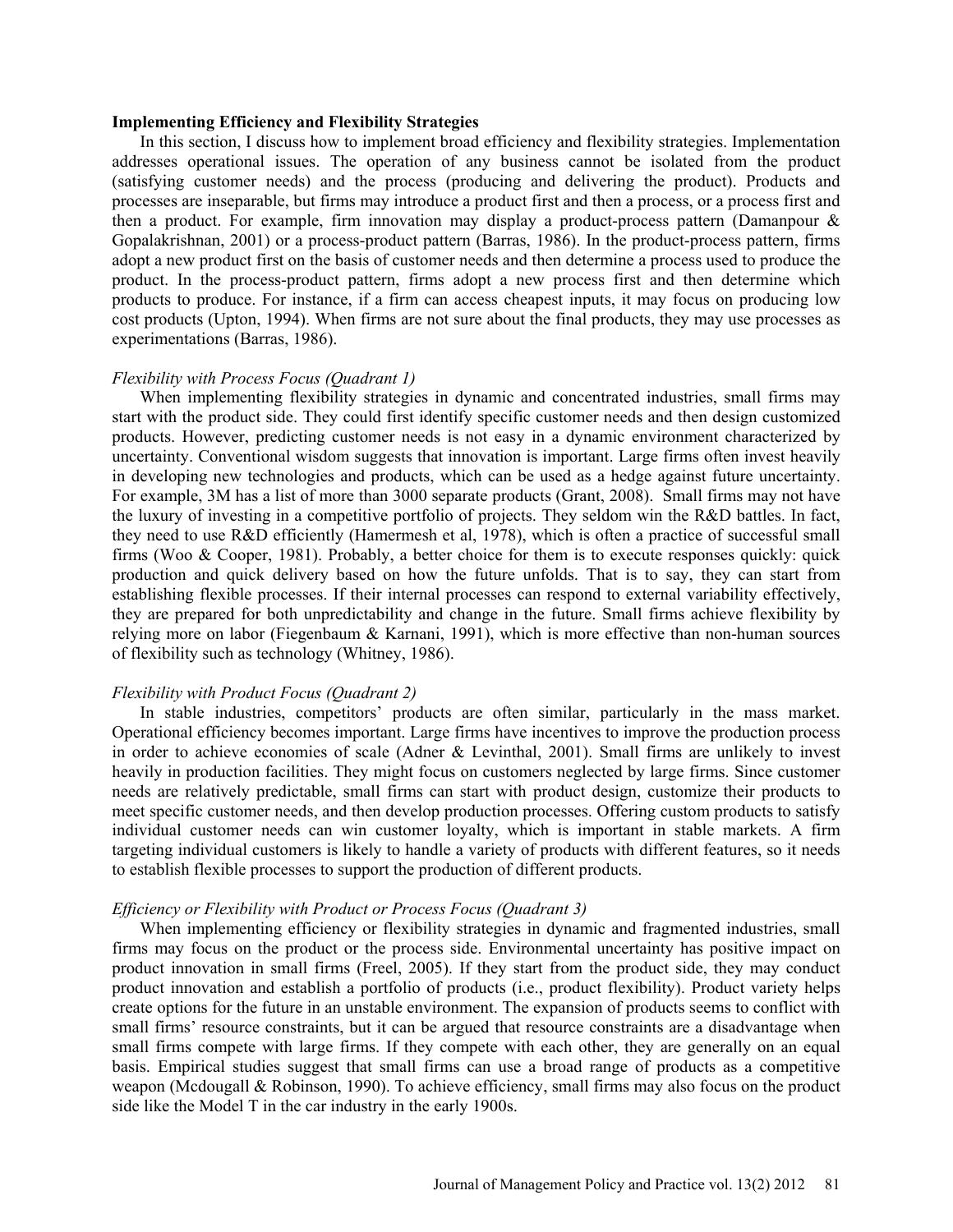**Implementing Efficiency and Flexibility Strategies**

In this section, I discuss how to implement broad efficiency and flexibility strategies. Implementation addresses operational issues. The operation of any business cannot be isolated from the product (satisfying customer needs) and the process (producing and delivering the product). Products and processes are inseparable, but firms may introduce a product first and then a process, or a process first and then a product. For example, firm innovation may display a product-process pattern (Damanpour & Gopalakrishnan, 2001) or a process-product pattern (Barras, 1986). In the product-process pattern, firms adopt a new product first on the basis of customer needs and then determine a process used to produce the product. In the process-product pattern, firms adopt a new process first and then determine which products to produce. For instance, if a firm can access cheapest inputs, it may focus on producing low cost products (Upton, 1994). When firms are not sure about the final products, they may use processes as experimentations (Barras, 1986).

*Flexibility with Process Focus (Quadrant 1)*

When implementing flexibility strategies in dynamic and concentrated industries, small firms may start with the product side. They could first identify specific customer needs and then design customized products. However, predicting customer needs is not easy in a dynamic environment characterized by uncertainty. Conventional wisdom suggests that innovation is important. Large firms often invest heavily in developing new technologies and products, which can be used as a hedge against future uncertainty. For example, 3M has a list of more than 3000 separate products (Grant, 2008). Small firms may not have the luxury of investing in a competitive portfolio of projects. They seldom win the R&D battles. In fact, they need to use R&D efficiently (Hamermesh et al, 1978), which is often a practice of successful small firms (Woo & Cooper, 1981). Probably, a better choice for them is to execute responses quickly: quick production and quick delivery based on how the future unfolds. That is to say, they can start from establishing flexible processes. If their internal processes can respond to external variability effectively, they are prepared for both unpredictability and change in the future. Small firms achieve flexibility by relying more on labor (Fiegenbaum & Karnani, 1991), which is more effective than non-human sources of flexibility such as technology (Whitney, 1986).

*Flexibility with Product Focus (Quadrant 2)*

In stable industries, competitors' products are often similar, particularly in the mass market. Operational efficiency becomes important. Large firms have incentives to improve the production process in order to achieve economies of scale (Adner & Levinthal, 2001). Small firms are unlikely to invest heavily in production facilities. They might focus on customers neglected by large firms. Since customer needs are relatively predictable, small firms can start with product design, customize their products to meet specific customer needs, and then develop production processes. Offering custom products to satisfy individual customer needs can win customer loyalty, which is important in stable markets. A firm targeting individual customers is likely to handle a variety of products with different features, so it needs to establish flexible processes to support the production of different products.

*Efficiency or Flexibility with Product or Process Focus (Quadrant 3)*

When implementing efficiency or flexibility strategies in dynamic and fragmented industries, small firms may focus on the product or the process side. Environmental uncertainty has positive impact on product innovation in small firms (Freel, 2005). If they start from the product side, they may conduct product innovation and establish a portfolio of products (i.e., product flexibility). Product variety helps create options for the future in an unstable environment. The expansion of products seems to conflict with small firms' resource constraints, but it can be argued that resource constraints are a disadvantage when small firms compete with large firms. If they compete with each other, they are generally on an equal basis. Empirical studies suggest that small firms can use a broad range of products as a competitive weapon (Mcdougall & Robinson, 1990). To achieve efficiency, small firms may also focus on the product side like the Model T in the car industry in the early 1900s.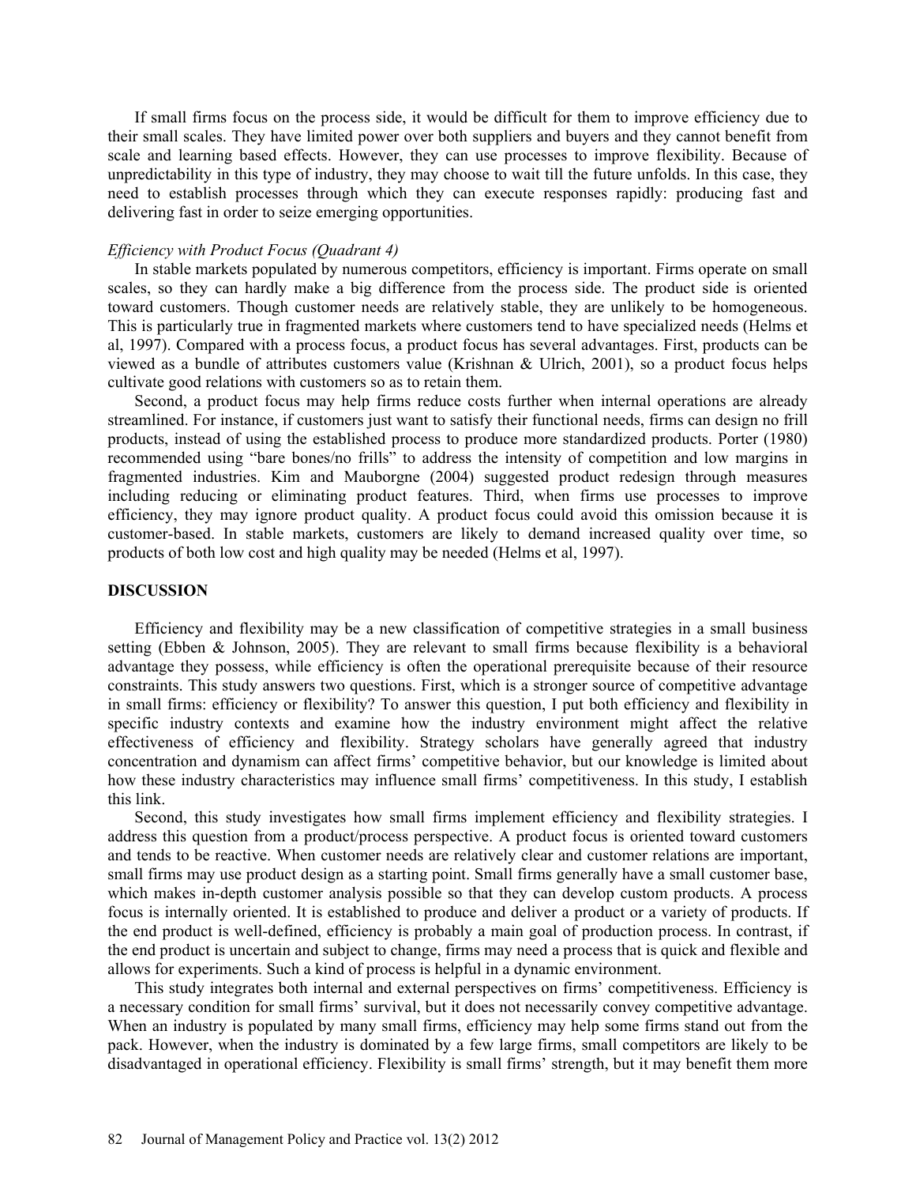If small firms focus on the process side, it would be difficult for them to improve efficiency due to their small scales. They have limited power over both suppliers and buyers and they cannot benefit from scale and learning based effects. However, they can use processes to improve flexibility. Because of unpredictability in this type of industry, they may choose to wait till the future unfolds. In this case, they need to establish processes through which they can execute responses rapidly: producing fast and delivering fast in order to seize emerging opportunities.

*Efficiency with Product Focus (Quadrant 4)*

In stable markets populated by numerous competitors, efficiency is important. Firms operate on small scales, so they can hardly make a big difference from the process side. The product side is oriented toward customers. Though customer needs are relatively stable, they are unlikely to be homogeneous. This is particularly true in fragmented markets where customers tend to have specialized needs (Helms et al, 1997). Compared with a process focus, a product focus has several advantages. First, products can be viewed as a bundle of attributes customers value (Krishnan & Ulrich, 2001), so a product focus helps cultivate good relations with customers so as to retain them.

Second, a product focus may help firms reduce costs further when internal operations are already streamlined. For instance, if customers just want to satisfy their functional needs, firms can design no frill products, instead of using the established process to produce more standardized products. Porter (1980) recommended using "bare bones/no frills" to address the intensity of competition and low margins in fragmented industries. Kim and Mauborgne (2004) suggested product redesign through measures including reducing or eliminating product features. Third, when firms use processes to improve efficiency, they may ignore product quality. A product focus could avoid this omission because it is customer-based. In stable markets, customers are likely to demand increased quality over time, so products of both low cost and high quality may be needed (Helms et al, 1997).

## DISCUSSION

Efficiency and flexibility may be a new classification of competitive strategies in a small business setting (Ebben & Johnson, 2005). They are relevant to small firms because flexibility is a behavioral advantage they possess, while efficiency is often the operational prerequisite because of their resource constraints. This study answers two questions. First, which is a stronger source of competitive advantage in small firms: efficiency or flexibility? To answer this question, I put both efficiency and flexibility in specific industry contexts and examine how the industry environment might affect the relative effectiveness of efficiency and flexibility. Strategy scholars have generally agreed that industry concentration and dynamism can affect firms' competitive behavior, but our knowledge is limited about how these industry characteristics may influence small firms' competitiveness. In this study, I establish this link.

Second, this study investigates how small firms implement efficiency and flexibility strategies. I address this question from a product/process perspective. A product focus is oriented toward customers and tends to be reactive. When customer needs are relatively clear and customer relations are important, small firms may use product design as a starting point. Small firms generally have a small customer base, which makes in-depth customer analysis possible so that they can develop custom products. A process focus is internally oriented. It is established to produce and deliver a product or a variety of products. If the end product is well-defined, efficiency is probably a main goal of production process. In contrast, if the end product is uncertain and subject to change, firms may need a process that is quick and flexible and allows for experiments. Such a kind of process is helpful in a dynamic environment.

This study integrates both internal and external perspectives on firms' competitiveness. Efficiency is a necessary condition for small firms' survival, but it does not necessarily convey competitive advantage. When an industry is populated by many small firms, efficiency may help some firms stand out from the pack. However, when the industry is dominated by a few large firms, small competitors are likely to be disadvantaged in operational efficiency. Flexibility is small firms' strength, but it may benefit them more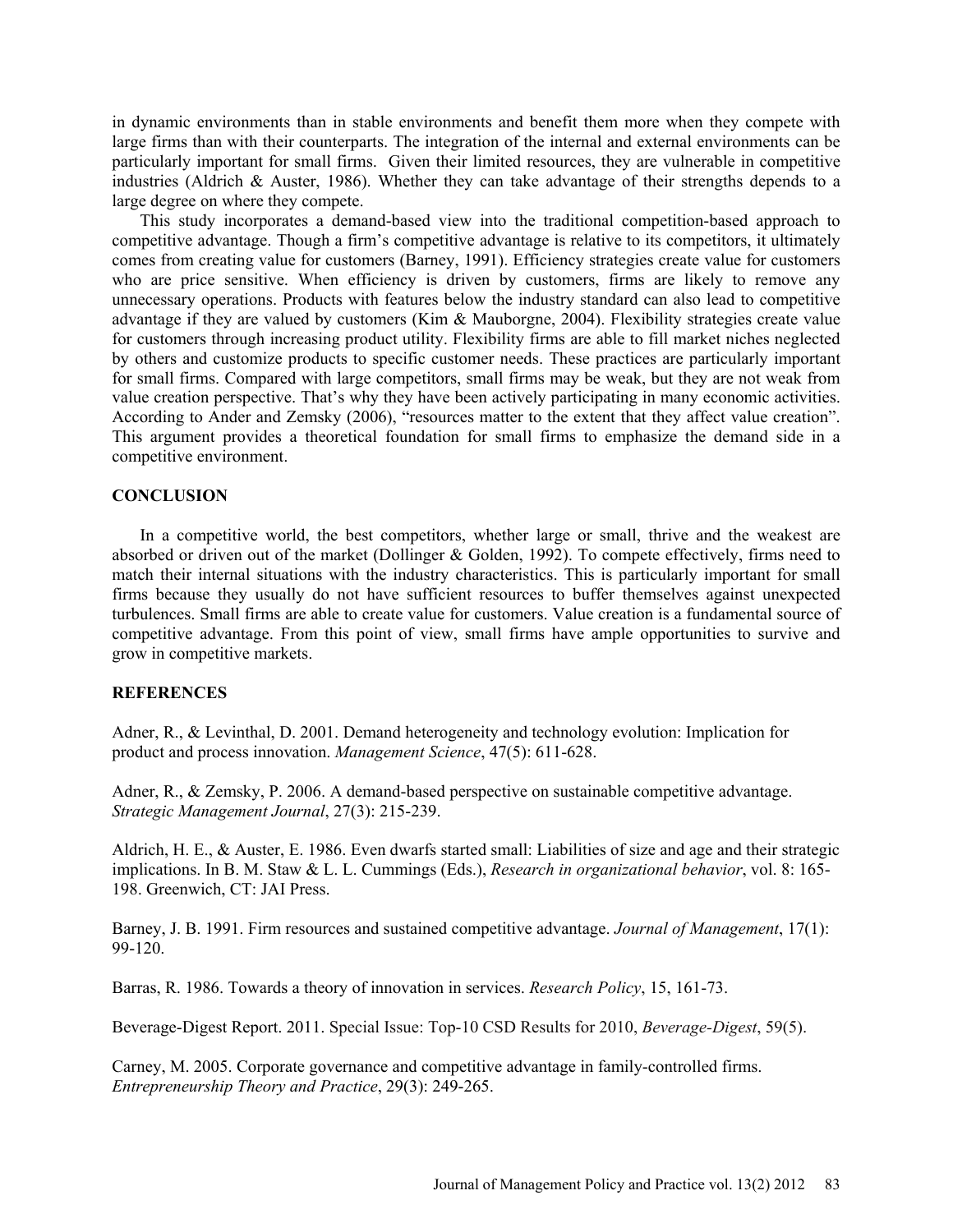in dynamic environments than in stable environments and benefit them more when they compete with large firms than with their counterparts. The integration of the internal and external environments can be particularly important for small firms. Given their limited resources, they are vulnerable in competitive industries (Aldrich & Auster, 1986). Whether they can take advantage of their strengths depends to a large degree on where they compete.

This study incorporates a demand-based view into the traditional competition-based approach to competitive advantage. Though a firm's competitive advantage is relative to its competitors, it ultimately comes from creating value for customers (Barney, 1991). Efficiency strategies create value for customers who are price sensitive. When efficiency is driven by customers, firms are likely to remove any unnecessary operations. Products with features below the industry standard can also lead to competitive advantage if they are valued by customers (Kim & Mauborgne, 2004). Flexibility strategies create value for customers through increasing product utility. Flexibility firms are able to fill market niches neglected by others and customize products to specific customer needs. These practices are particularly important for small firms. Compared with large competitors, small firms may be weak, but they are not weak from value creation perspective. That's why they have been actively participating in many economic activities. According to Ander and Zemsky (2006), "resources matter to the extent that they affect value creation". This argument provides a theoretical foundation for small firms to emphasize the demand side in a competitive environment.

## CONCLUSION

In a competitive world, the best competitors, whether large or small, thrive and the weakest are absorbed or driven out of the market (Dollinger & Golden, 1992). To compete effectively, firms need to match their internal situations with the industry characteristics. This is particularly important for small firms because they usually do not have sufficient resources to buffer themselves against unexpected turbulences. Small firms are able to create value for customers. Value creation is a fundamental source of competitive advantage. From this point of view, small firms have ample opportunities to survive and grow in competitive markets.

## REFERENCES

Adner, R., & Levinthal, D. 2001. Demand heterogeneity and technology evolution: Implication for product and process innovation. *Management Science*, 47(5): 611-628.

Adner, R., & Zemsky, P. 2006. A demand-based perspective on sustainable competitive advantage. *Strategic Management Journal*, 27(3): 215-239.

Aldrich, H. E., & Auster, E. 1986. Even dwarfs started small: Liabilities of size and age and their strategic implications. In B. M. Staw & L. L. Cummings (Eds.), *Research in organizational behavior*, vol. 8: 165-198. Greenwich, CT: JAI Press.

Barney, J. B. 1991. Firm resources and sustained competitive advantage. *Journal of Management*, 17(1): 99-120.

Barras, R. 1986. Towards a theory of innovation in services. *Research Policy*, 15, 161-73.

Beverage-Digest Report. 2011. Special Issue: Top-10 CSD Results for 2010, *Beverage-Digest*, 59(5).

Carney, M. 2005. Corporate governance and competitive advantage in family-controlled firms. *Entrepreneurship Theory and Practice*, 29(3): 249-265.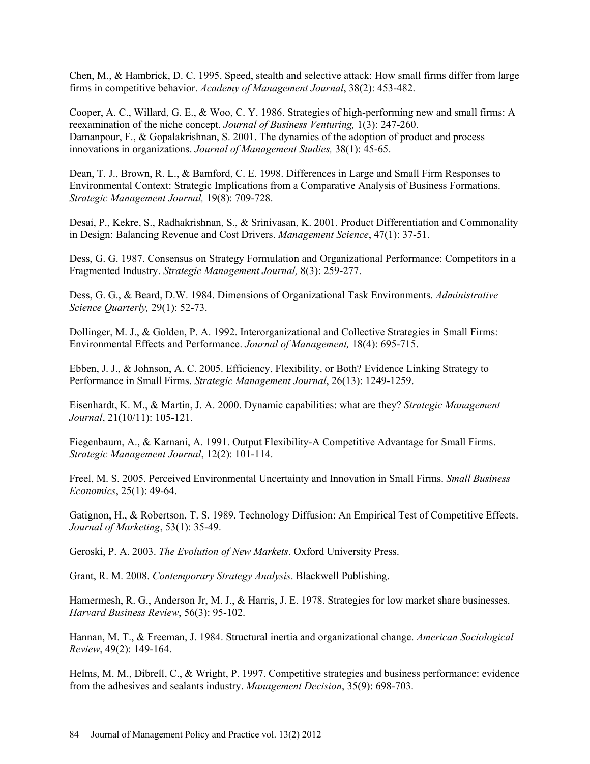Chen, M., & Hambrick, D. C. 1995. Speed, stealth and selective attack: How small firms differ from large firms in competitive behavior. *Academy of Management Journal*, 38(2): 453-482.

Cooper, A. C., Willard, G. E., & Woo, C. Y. 1986. Strategies of high-performing new and small firms: A reexamination of the niche concept. *Journal of Business Venturing,* 1(3): 247-260.
Damanpour, F., & Gopalakrishnan, S. 2001. The dynamics of the adoption of product and process innovations in organizations. *Journal of Management Studies,* 38(1): 45-65.

Dean, T. J., Brown, R. L., & Bamford, C. E. 1998. Differences in Large and Small Firm Responses to Environmental Context: Strategic Implications from a Comparative Analysis of Business Formations. *Strategic Management Journal,* 19(8): 709-728.

Desai, P., Kekre, S., Radhakrishnan, S., & Srinivasan, K. 2001. Product Differentiation and Commonality in Design: Balancing Revenue and Cost Drivers. *Management Science*, 47(1): 37-51.

Dess, G. G. 1987. Consensus on Strategy Formulation and Organizational Performance: Competitors in a Fragmented Industry. *Strategic Management Journal,* 8(3): 259-277.

Dess, G. G., & Beard, D.W. 1984. Dimensions of Organizational Task Environments. *Administrative Science Quarterly,* 29(1): 52-73.

Dollinger, M. J., & Golden, P. A. 1992. Interorganizational and Collective Strategies in Small Firms: Environmental Effects and Performance. *Journal of Management,* 18(4): 695-715.

Ebben, J. J., & Johnson, A. C. 2005. Efficiency, Flexibility, or Both? Evidence Linking Strategy to Performance in Small Firms. *Strategic Management Journal*, 26(13): 1249-1259.

Eisenhardt, K. M., & Martin, J. A. 2000. Dynamic capabilities: what are they? *Strategic Management Journal*, 21(10/11): 105-121.

Fiegenbaum, A., & Karnani, A. 1991. Output Flexibility-A Competitive Advantage for Small Firms. *Strategic Management Journal*, 12(2): 101-114.

Freel, M. S. 2005. Perceived Environmental Uncertainty and Innovation in Small Firms. *Small Business Economics*, 25(1): 49-64.

Gatignon, H., & Robertson, T. S. 1989. Technology Diffusion: An Empirical Test of Competitive Effects. *Journal of Marketing*, 53(1): 35-49.

Geroski, P. A. 2003. *The Evolution of New Markets*. Oxford University Press.

Grant, R. M. 2008. *Contemporary Strategy Analysis*. Blackwell Publishing.

Hamermesh, R. G., Anderson Jr, M. J., & Harris, J. E. 1978. Strategies for low market share businesses. *Harvard Business Review*, 56(3): 95-102.

Hannan, M. T., & Freeman, J. 1984. Structural inertia and organizational change. *American Sociological Review*, 49(2): 149-164.

Helms, M. M., Dibrell, C., & Wright, P. 1997. Competitive strategies and business performance: evidence from the adhesives and sealants industry. *Management Decision*, 35(9): 698-703.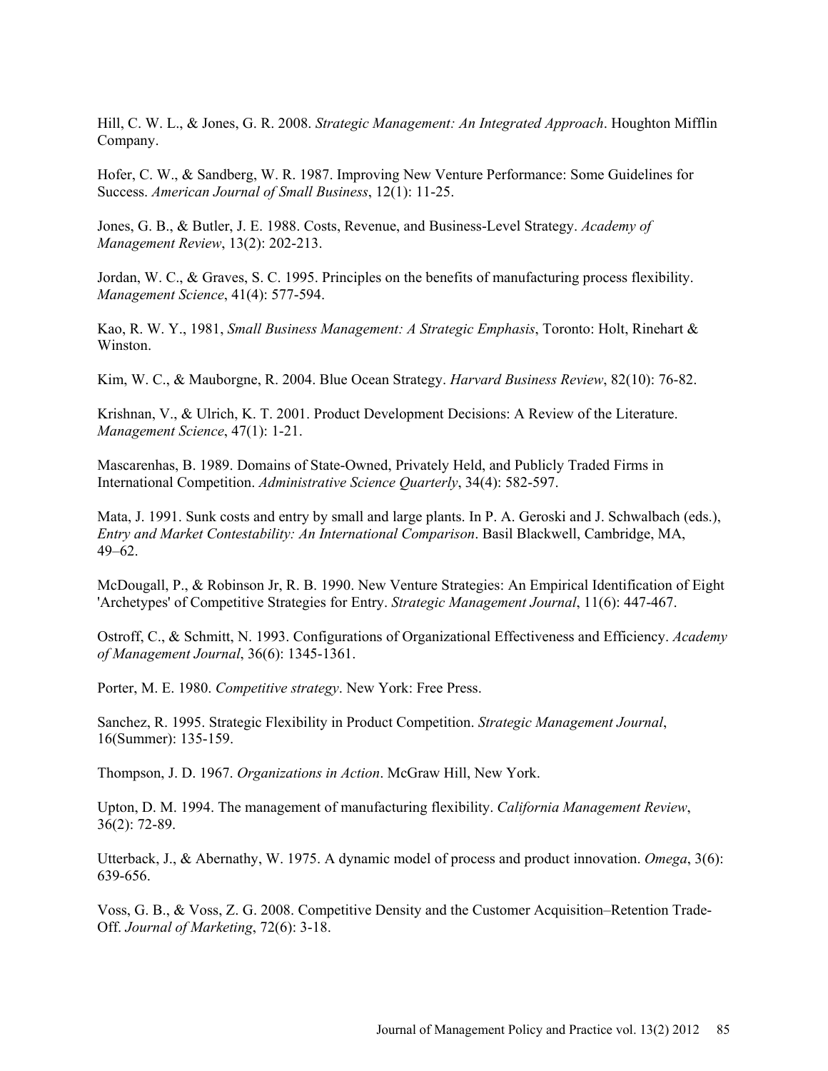Hill, C. W. L., & Jones, G. R. 2008. *Strategic Management: An Integrated Approach*. Houghton Mifflin Company.

Hofer, C. W., & Sandberg, W. R. 1987. Improving New Venture Performance: Some Guidelines for Success. *American Journal of Small Business*, 12(1): 11-25.

Jones, G. B., & Butler, J. E. 1988. Costs, Revenue, and Business-Level Strategy. *Academy of Management Review*, 13(2): 202-213.

Jordan, W. C., & Graves, S. C. 1995. Principles on the benefits of manufacturing process flexibility. *Management Science*, 41(4): 577-594.

Kao, R. W. Y., 1981, *Small Business Management: A Strategic Emphasis*, Toronto: Holt, Rinehart & Winston.

Kim, W. C., & Mauborgne, R. 2004. Blue Ocean Strategy. *Harvard Business Review*, 82(10): 76-82.

Krishnan, V., & Ulrich, K. T. 2001. Product Development Decisions: A Review of the Literature. *Management Science*, 47(1): 1-21.

Mascarenhas, B. 1989. Domains of State-Owned, Privately Held, and Publicly Traded Firms in International Competition. *Administrative Science Quarterly*, 34(4): 582-597.

Mata, J. 1991. Sunk costs and entry by small and large plants. In P. A. Geroski and J. Schwalbach (eds.), *Entry and Market Contestability: An International Comparison*. Basil Blackwell, Cambridge, MA, 49–62.

McDougall, P., & Robinson Jr, R. B. 1990. New Venture Strategies: An Empirical Identification of Eight 'Archetypes' of Competitive Strategies for Entry. *Strategic Management Journal*, 11(6): 447-467.

Ostroff, C., & Schmitt, N. 1993. Configurations of Organizational Effectiveness and Efficiency. *Academy of Management Journal*, 36(6): 1345-1361.

Porter, M. E. 1980. *Competitive strategy*. New York: Free Press.

Sanchez, R. 1995. Strategic Flexibility in Product Competition. *Strategic Management Journal*, 16(Summer): 135-159.

Thompson, J. D. 1967. *Organizations in Action*. McGraw Hill, New York.

Upton, D. M. 1994. The management of manufacturing flexibility. *California Management Review*, 36(2): 72-89.

Utterback, J., & Abernathy, W. 1975. A dynamic model of process and product innovation. *Omega*, 3(6): 639-656.

Voss, G. B., & Voss, Z. G. 2008. Competitive Density and the Customer Acquisition–Retention Trade-Off. *Journal of Marketing*, 72(6): 3-18.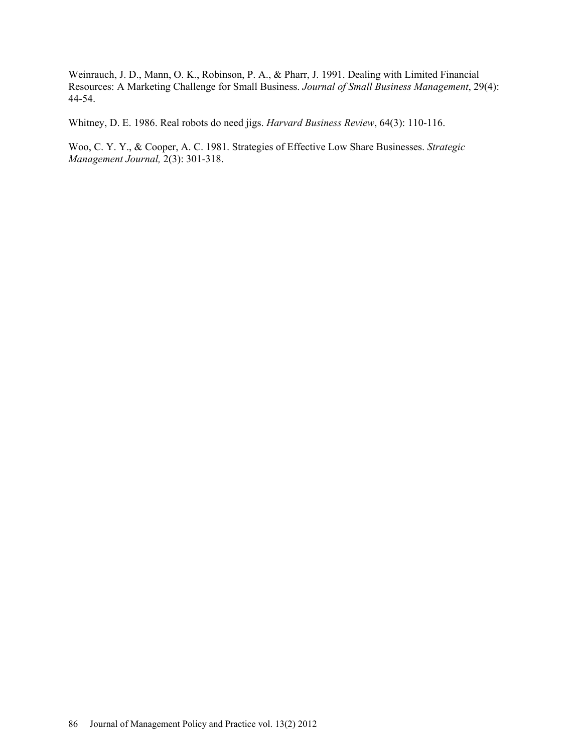Weinrauch, J. D., Mann, O. K., Robinson, P. A., & Pharr, J. 1991. Dealing with Limited Financial Resources: A Marketing Challenge for Small Business. *Journal of Small Business Management*, 29(4): 44-54.

Whitney, D. E. 1986. Real robots do need jigs. *Harvard Business Review*, 64(3): 110-116.

Woo, C. Y. Y., & Cooper, A. C. 1981. Strategies of Effective Low Share Businesses. *Strategic Management Journal,* 2(3): 301-318.